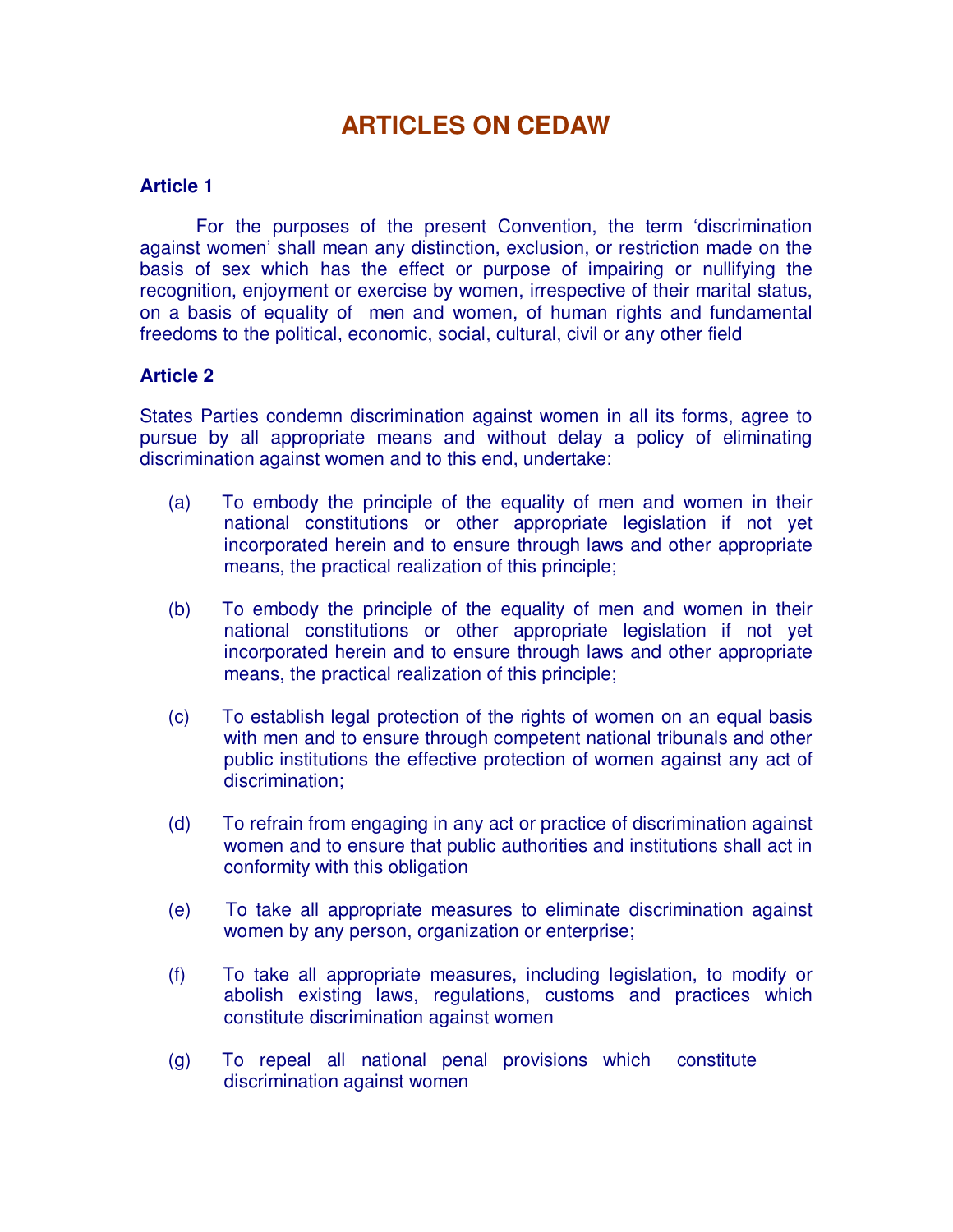# ARTICLES ON CEDAW

**Article 1**

For the purposes of the present Convention, the term 'discrimination against women' shall mean any distinction, exclusion, or restriction made on the basis of sex which has the effect or purpose of impairing or nullifying the recognition, enjoyment or exercise by women, irrespective of their marital status, on a basis of equality of men and women, of human rights and fundamental freedoms to the political, economic, social, cultural, civil or any other field

**Article 2**

States Parties condemn discrimination against women in all its forms, agree to pursue by all appropriate means and without delay a policy of eliminating discrimination against women and to this end, undertake:

(a) To embody the principle of the equality of men and women in their national constitutions or other appropriate legislation if not yet incorporated herein and to ensure through laws and other appropriate means, the practical realization of this principle;

(b) To embody the principle of the equality of men and women in their national constitutions or other appropriate legislation if not yet incorporated herein and to ensure through laws and other appropriate means, the practical realization of this principle;

(c) To establish legal protection of the rights of women on an equal basis with men and to ensure through competent national tribunals and other public institutions the effective protection of women against any act of discrimination;

(d) To refrain from engaging in any act or practice of discrimination against women and to ensure that public authorities and institutions shall act in conformity with this obligation

(e) To take all appropriate measures to eliminate discrimination against women by any person, organization or enterprise;

(f) To take all appropriate measures, including legislation, to modify or abolish existing laws, regulations, customs and practices which constitute discrimination against women

(g) To repeal all national penal provisions which constitute discrimination against women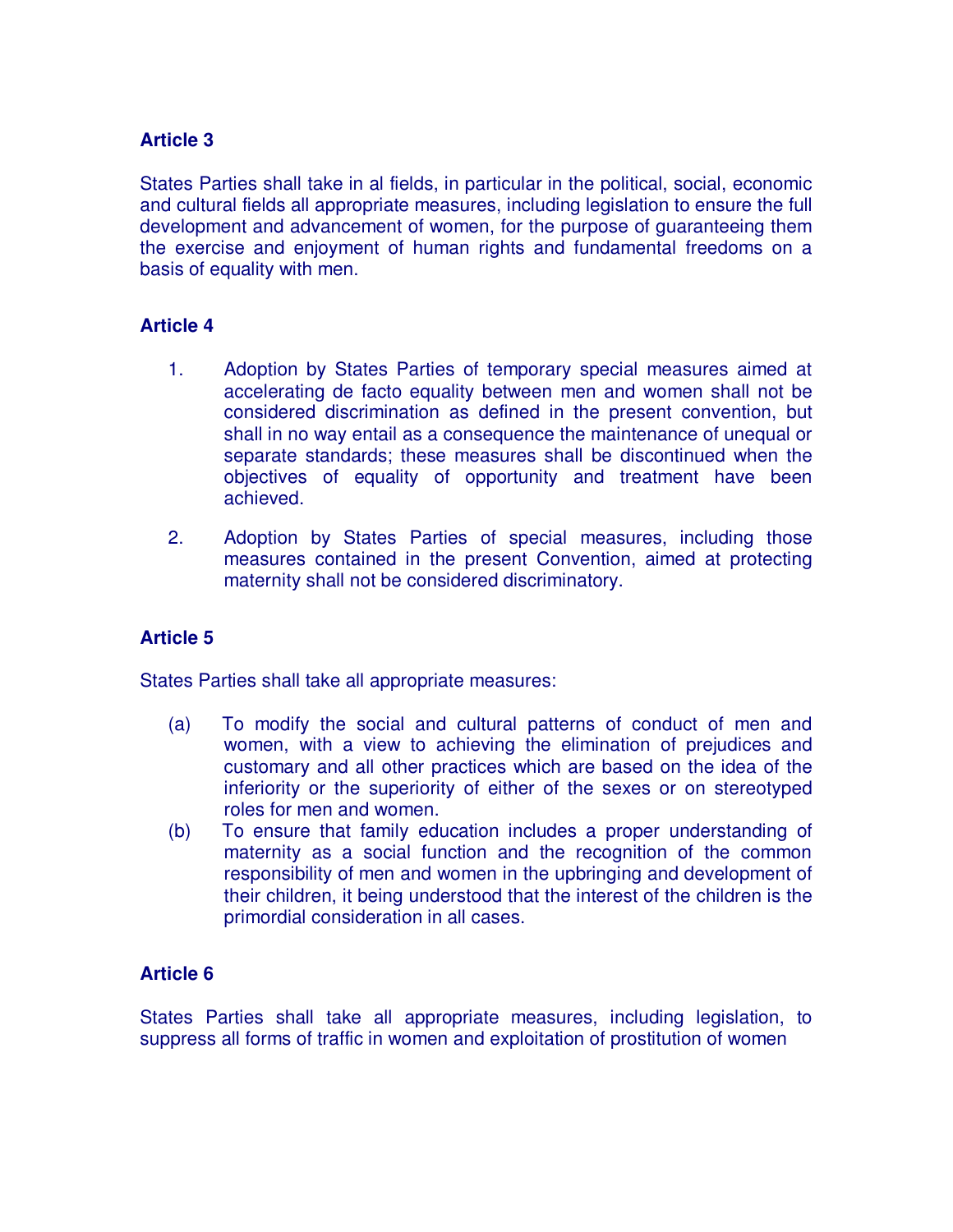**Article 3**

States Parties shall take in al fields, in particular in the political, social, economic and cultural fields all appropriate measures, including legislation to ensure the full development and advancement of women, for the purpose of guaranteeing them the exercise and enjoyment of human rights and fundamental freedoms on a basis of equality with men.

**Article 4**

1. Adoption by States Parties of temporary special measures aimed at accelerating de facto equality between men and women shall not be considered discrimination as defined in the present convention, but shall in no way entail as a consequence the maintenance of unequal or separate standards; these measures shall be discontinued when the objectives of equality of opportunity and treatment have been achieved.

2. Adoption by States Parties of special measures, including those measures contained in the present Convention, aimed at protecting maternity shall not be considered discriminatory.

**Article 5**

States Parties shall take all appropriate measures:

(a) To modify the social and cultural patterns of conduct of men and women, with a view to achieving the elimination of prejudices and customary and all other practices which are based on the idea of the inferiority or the superiority of either of the sexes or on stereotyped roles for men and women.

(b) To ensure that family education includes a proper understanding of maternity as a social function and the recognition of the common responsibility of men and women in the upbringing and development of their children, it being understood that the interest of the children is the primordial consideration in all cases.

**Article 6**

States Parties shall take all appropriate measures, including legislation, to suppress all forms of traffic in women and exploitation of prostitution of women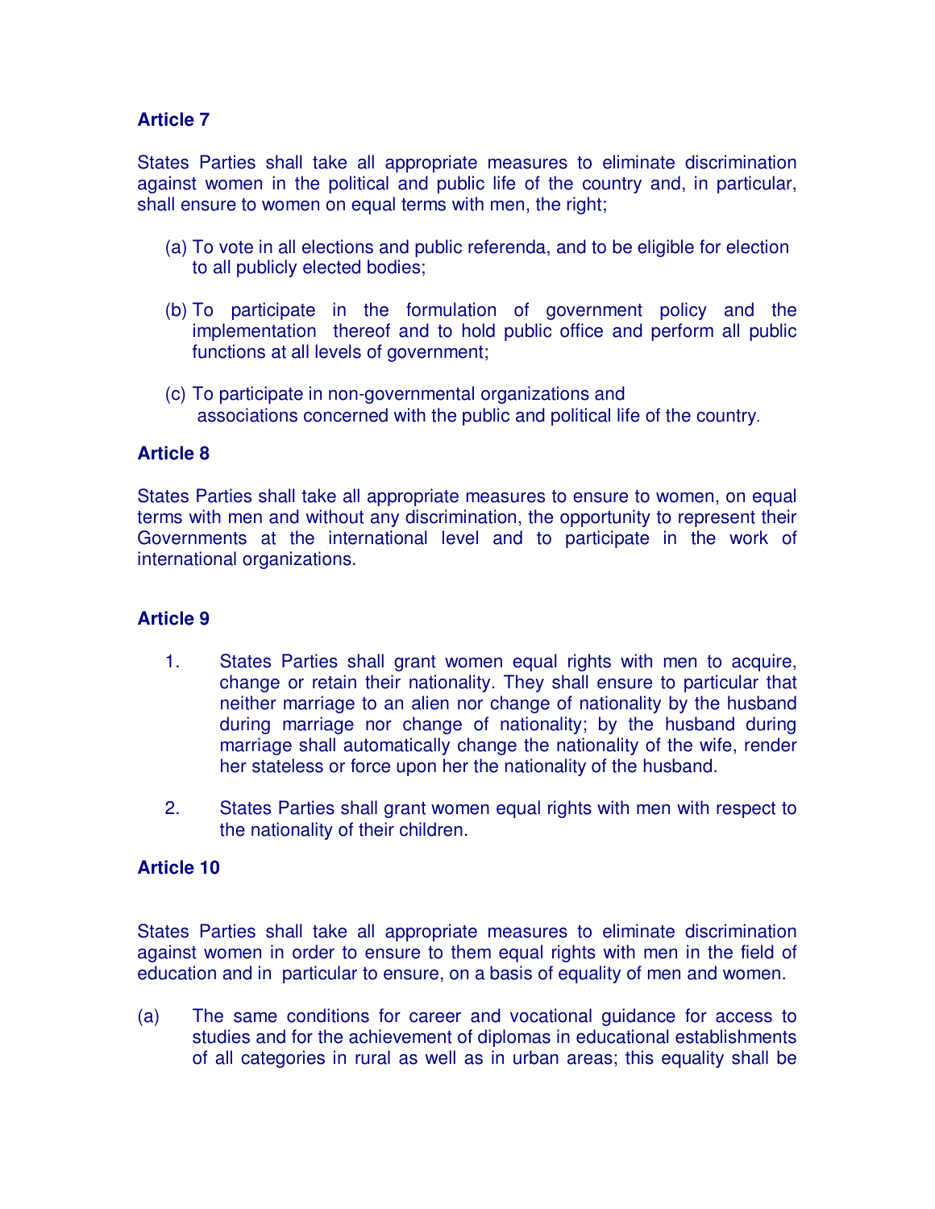**Article 7**

States Parties shall take all appropriate measures to eliminate discrimination against women in the political and public life of the country and, in particular, shall ensure to women on equal terms with men, the right;

(a) To vote in all elections and public referenda, and to be eligible for election to all publicly elected bodies;

(b) To participate in the formulation of government policy and the implementation thereof and to hold public office and perform all public functions at all levels of government;

(c) To participate in non-governmental organizations and associations concerned with the public and political life of the country.

**Article 8**

States Parties shall take all appropriate measures to ensure to women, on equal terms with men and without any discrimination, the opportunity to represent their Governments at the international level and to participate in the work of international organizations.

**Article 9**

1. States Parties shall grant women equal rights with men to acquire, change or retain their nationality. They shall ensure to particular that neither marriage to an alien nor change of nationality by the husband during marriage nor change of nationality; by the husband during marriage shall automatically change the nationality of the wife, render her stateless or force upon her the nationality of the husband.

2. States Parties shall grant women equal rights with men with respect to the nationality of their children.

**Article 10**

States Parties shall take all appropriate measures to eliminate discrimination against women in order to ensure to them equal rights with men in the field of education and in particular to ensure, on a basis of equality of men and women.

(a) The same conditions for career and vocational guidance for access to studies and for the achievement of diplomas in educational establishments of all categories in rural as well as in urban areas; this equality shall be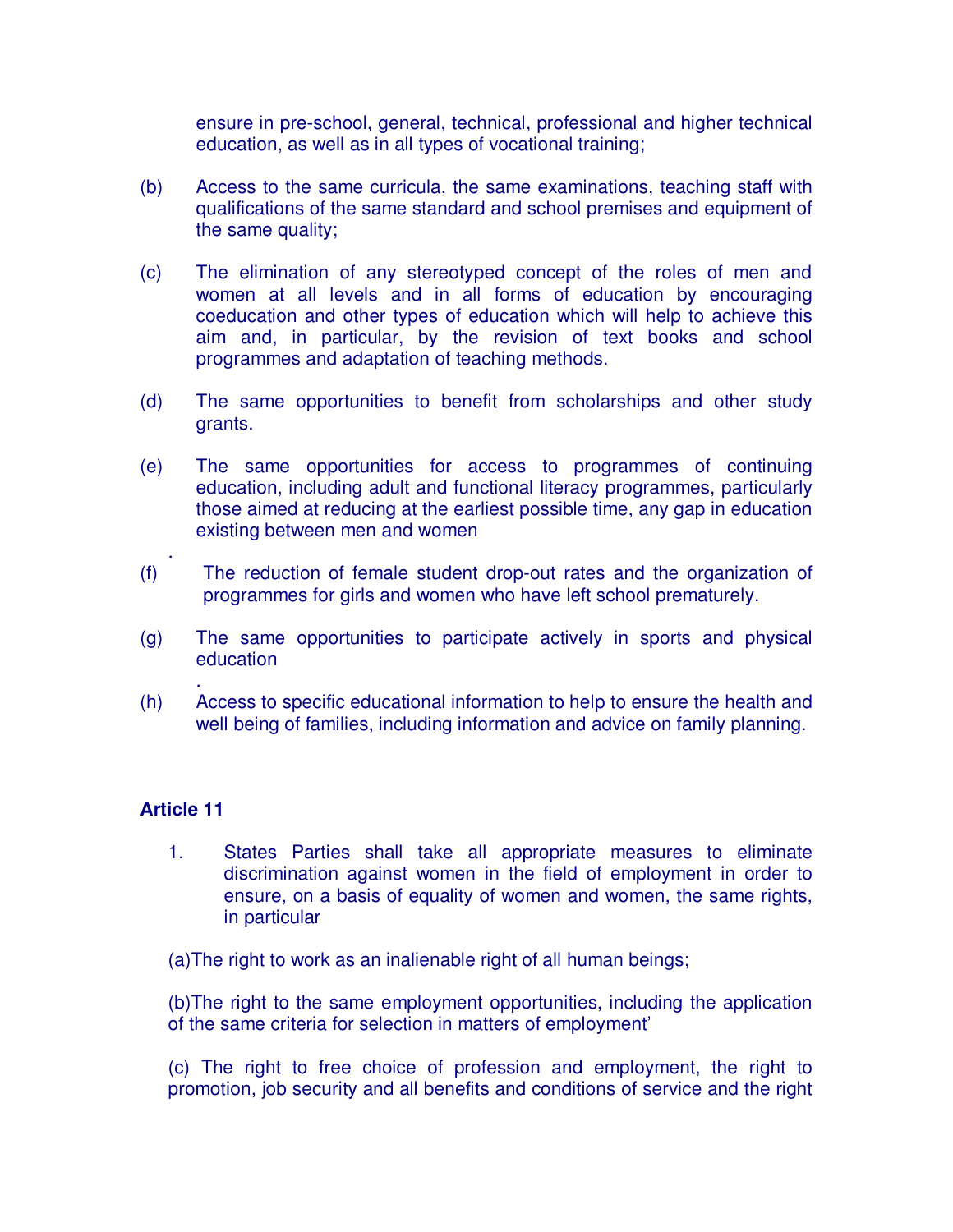ensure in pre-school, general, technical, professional and higher technical education, as well as in all types of vocational training;

(b) Access to the same curricula, the same examinations, teaching staff with qualifications of the same standard and school premises and equipment of the same quality;

(c) The elimination of any stereotyped concept of the roles of men and women at all levels and in all forms of education by encouraging coeducation and other types of education which will help to achieve this aim and, in particular, by the revision of text books and school programmes and adaptation of teaching methods.

(d) The same opportunities to benefit from scholarships and other study grants.

(e) The same opportunities for access to programmes of continuing education, including adult and functional literacy programmes, particularly those aimed at reducing at the earliest possible time, any gap in education existing between men and women
.

(f) The reduction of female student drop-out rates and the organization of programmes for girls and women who have left school prematurely.

(g) The same opportunities to participate actively in sports and physical education
.

(h) Access to specific educational information to help to ensure the health and well being of families, including information and advice on family planning.

**Article 11**

1. States Parties shall take all appropriate measures to eliminate discrimination against women in the field of employment in order to ensure, on a basis of equality of women and women, the same rights, in particular

(a)The right to work as an inalienable right of all human beings;

(b)The right to the same employment opportunities, including the application of the same criteria for selection in matters of employment'

(c) The right to free choice of profession and employment, the right to promotion, job security and all benefits and conditions of service and the right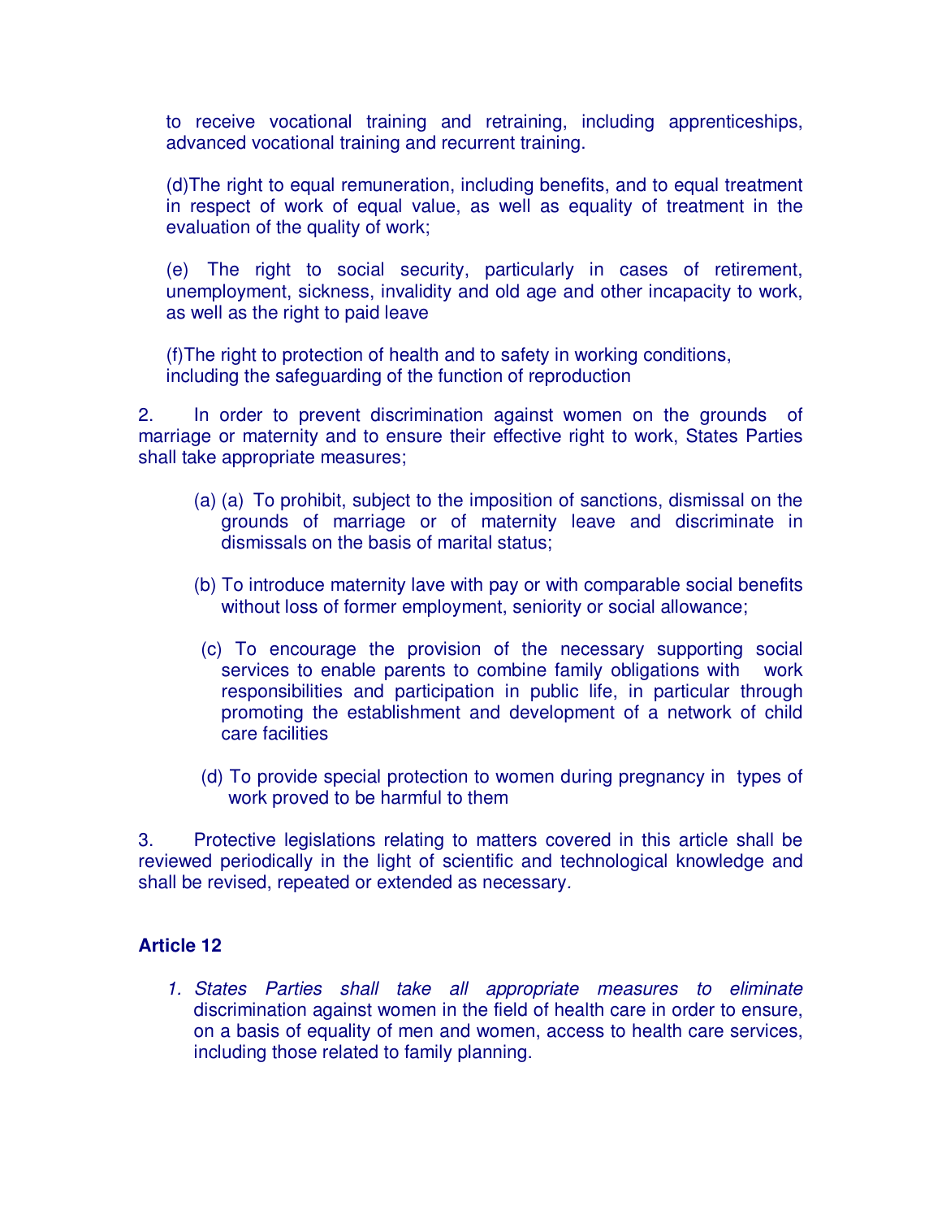to receive vocational training and retraining, including apprenticeships, advanced vocational training and recurrent training.

(d)The right to equal remuneration, including benefits, and to equal treatment in respect of work of equal value, as well as equality of treatment in the evaluation of the quality of work;

(e) The right to social security, particularly in cases of retirement, unemployment, sickness, invalidity and old age and other incapacity to work, as well as the right to paid leave

(f)The right to protection of health and to safety in working conditions, including the safeguarding of the function of reproduction

2. In order to prevent discrimination against women on the grounds of marriage or maternity and to ensure their effective right to work, States Parties shall take appropriate measures;

(a) (a) To prohibit, subject to the imposition of sanctions, dismissal on the grounds of marriage or of maternity leave and discriminate in dismissals on the basis of marital status;

(b) To introduce maternity lave with pay or with comparable social benefits without loss of former employment, seniority or social allowance;

(c) To encourage the provision of the necessary supporting social services to enable parents to combine family obligations with work responsibilities and participation in public life, in particular through promoting the establishment and development of a network of child care facilities

(d) To provide special protection to women during pregnancy in types of work proved to be harmful to them

3. Protective legislations relating to matters covered in this article shall be reviewed periodically in the light of scientific and technological knowledge and shall be revised, repeated or extended as necessary.

**Article 12**

1. *States Parties shall take all appropriate measures to eliminate* discrimination against women in the field of health care in order to ensure, on a basis of equality of men and women, access to health care services, including those related to family planning.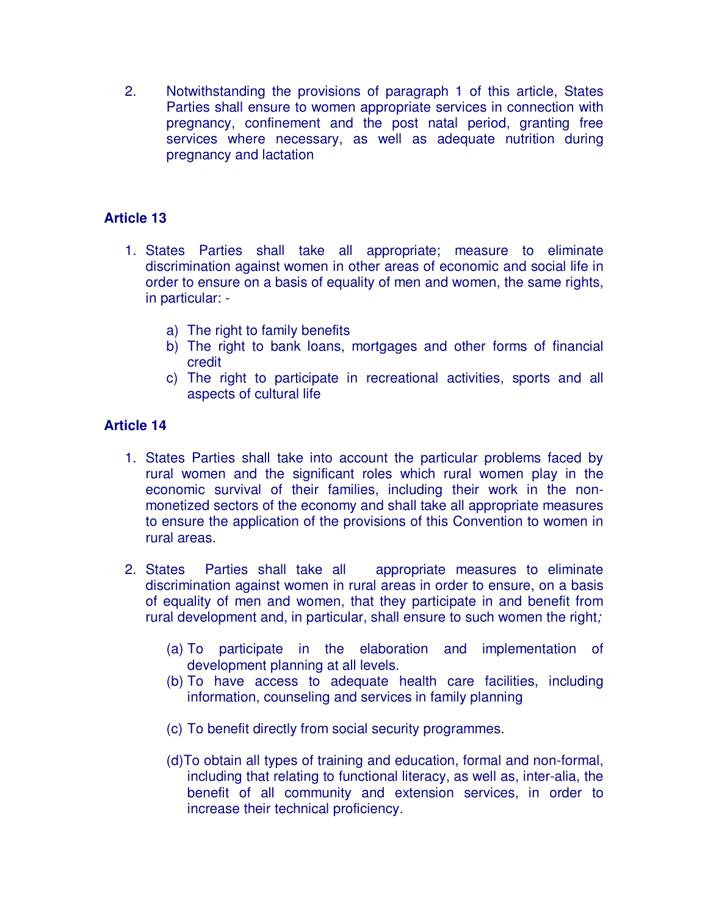2. Notwithstanding the provisions of paragraph 1 of this article, States Parties shall ensure to women appropriate services in connection with pregnancy, confinement and the post natal period, granting free services where necessary, as well as adequate nutrition during pregnancy and lactation

## Article 13

1. States Parties shall take all appropriate; measure to eliminate discrimination against women in other areas of economic and social life in order to ensure on a basis of equality of men and women, the same rights, in particular: -

   a) The right to family benefits
   b) The right to bank loans, mortgages and other forms of financial credit
   c) The right to participate in recreational activities, sports and all aspects of cultural life

## Article 14

1. States Parties shall take into account the particular problems faced by rural women and the significant roles which rural women play in the economic survival of their families, including their work in the non-monetized sectors of the economy and shall take all appropriate measures to ensure the application of the provisions of this Convention to women in rural areas.

2. States Parties shall take all appropriate measures to eliminate discrimination against women in rural areas in order to ensure, on a basis of equality of men and women, that they participate in and benefit from rural development and, in particular, shall ensure to such women the right;

   (a) To participate in the elaboration and implementation of development planning at all levels.
   (b) To have access to adequate health care facilities, including information, counseling and services in family planning

   (c) To benefit directly from social security programmes.

   (d) To obtain all types of training and education, formal and non-formal, including that relating to functional literacy, as well as, inter-alia, the benefit of all community and extension services, in order to increase their technical proficiency.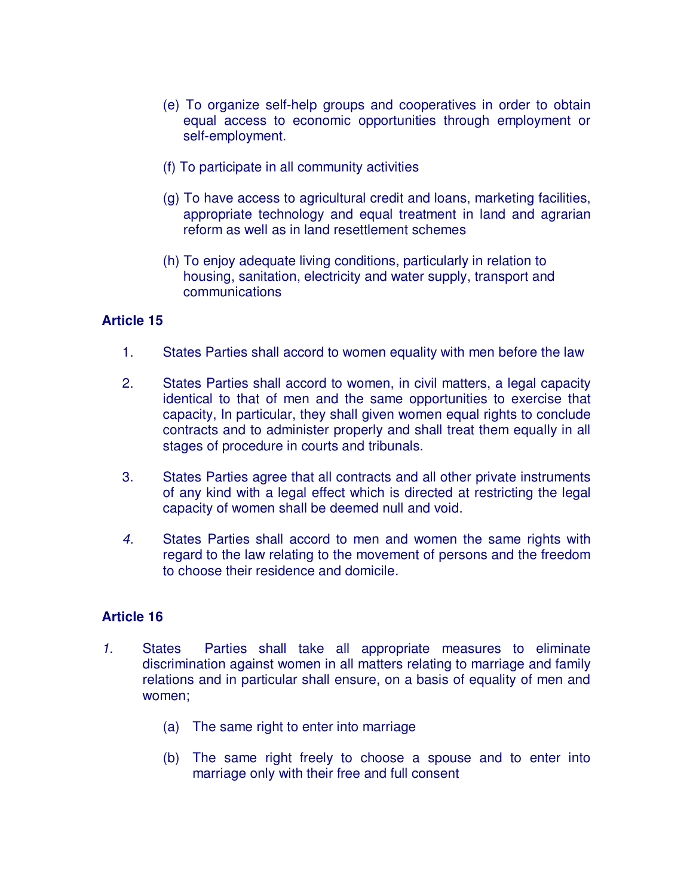(e) To organize self-help groups and cooperatives in order to obtain equal access to economic opportunities through employment or self-employment.

(f) To participate in all community activities

(g) To have access to agricultural credit and loans, marketing facilities, appropriate technology and equal treatment in land and agrarian reform as well as in land resettlement schemes

(h) To enjoy adequate living conditions, particularly in relation to housing, sanitation, electricity and water supply, transport and communications

**Article 15**

1. States Parties shall accord to women equality with men before the law

2. States Parties shall accord to women, in civil matters, a legal capacity identical to that of men and the same opportunities to exercise that capacity, In particular, they shall given women equal rights to conclude contracts and to administer properly and shall treat them equally in all stages of procedure in courts and tribunals.

3. States Parties agree that all contracts and all other private instruments of any kind with a legal effect which is directed at restricting the legal capacity of women shall be deemed null and void.

4. States Parties shall accord to men and women the same rights with regard to the law relating to the movement of persons and the freedom to choose their residence and domicile.

**Article 16**

1. States Parties shall take all appropriate measures to eliminate discrimination against women in all matters relating to marriage and family relations and in particular shall ensure, on a basis of equality of men and women;

   (a) The same right to enter into marriage

   (b) The same right freely to choose a spouse and to enter into marriage only with their free and full consent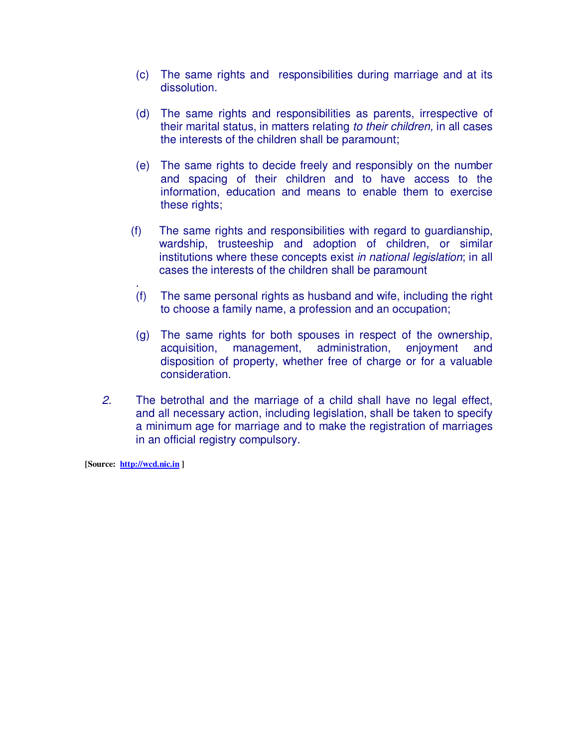(c) The same rights and responsibilities during marriage and at its dissolution.

(d) The same rights and responsibilities as parents, irrespective of their marital status, in matters relating *to their children,* in all cases the interests of the children shall be paramount;

(e) The same rights to decide freely and responsibly on the number and spacing of their children and to have access to the information, education and means to enable them to exercise these rights;

(f) The same rights and responsibilities with regard to guardianship, wardship, trusteeship and adoption of children, or similar institutions where these concepts exist *in national legislation*; in all cases the interests of the children shall be paramount

.

(f) The same personal rights as husband and wife, including the right to choose a family name, a profession and an occupation;

(g) The same rights for both spouses in respect of the ownership, acquisition, management, administration, enjoyment and disposition of property, whether free of charge or for a valuable consideration.

*2.* The betrothal and the marriage of a child shall have no legal effect, and all necessary action, including legislation, shall be taken to specify a minimum age for marriage and to make the registration of marriages in an official registry compulsory.

**[Source: http://wcd.nic.in ]**